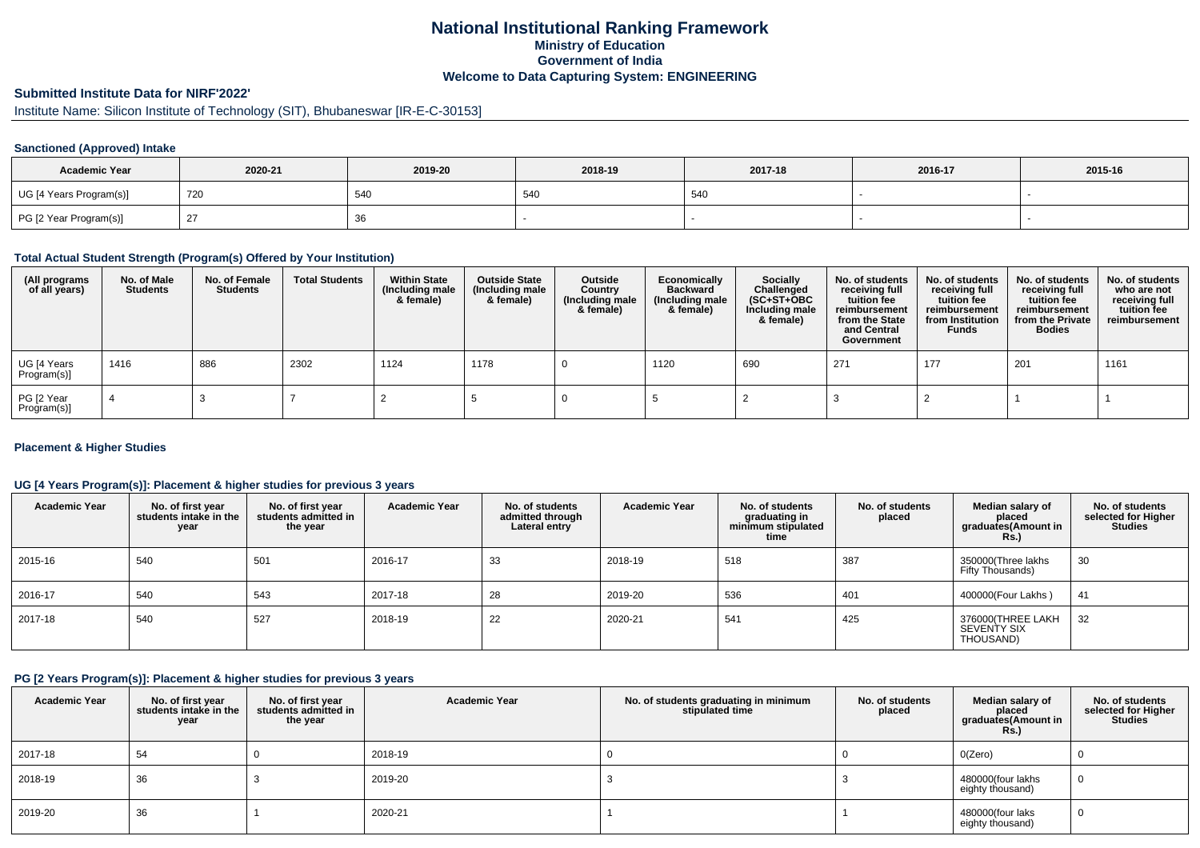# National Institutional Ranking Framework
## Ministry of Education
## Government of India
## Welcome to Data Capturing System: ENGINEERING

**Submitted Institute Data for NIRF'2022'**

Institute Name: Silicon Institute of Technology (SIT), Bhubaneswar [IR-E-C-30153]

### Sanctioned (Approved) Intake

| Academic Year | 2020-21 | 2019-20 | 2018-19 | 2017-18 | 2016-17 | 2015-16 |
|---|---|---|---|---|---|---|
| UG [4 Years Program(s)] | 720 | 540 | 540 | 540 | - | - |
| PG [2 Year Program(s)] | 27 | 36 | - | - | - | - |

### Total Actual Student Strength (Program(s) Offered by Your Institution)

| (All programs of all years) | No. of Male Students | No. of Female Students | Total Students | Within State (Including male & female) | Outside State (Including male & female) | Outside Country (Including male & female) | Economically Backward (Including male & female) | Socially Challenged (SC+ST+OBC Including male & female) | No. of students receiving full tuition fee reimbursement from the State and Central Government | No. of students receiving full tuition fee reimbursement from Institution Funds | No. of students receiving full tuition fee reimbursement from the Private Bodies | No. of students who are not receiving full tuition fee reimbursement |
|---|---|---|---|---|---|---|---|---|---|---|---|---|
| UG [4 Years Program(s)] | 1416 | 886 | 2302 | 1124 | 1178 | 0 | 1120 | 690 | 271 | 177 | 201 | 1161 |
| PG [2 Year Program(s)] | 4 | 3 | 7 | 2 | 5 | 0 | 5 | 2 | 3 | 2 | 1 | 1 |

### Placement & Higher Studies

#### UG [4 Years Program(s)]: Placement & higher studies for previous 3 years

| Academic Year | No. of first year students intake in the year | No. of first year students admitted in the year | Academic Year | No. of students admitted through Lateral entry | Academic Year | No. of students graduating in minimum stipulated time | No. of students placed | Median salary of placed graduates(Amount in Rs.) | No. of students selected for Higher Studies |
|---|---|---|---|---|---|---|---|---|---|
| 2015-16 | 540 | 501 | 2016-17 | 33 | 2018-19 | 518 | 387 | 350000(Three lakhs Fifty Thousands) | 30 |
| 2016-17 | 540 | 543 | 2017-18 | 28 | 2019-20 | 536 | 401 | 400000(Four Lakhs ) | 41 |
| 2017-18 | 540 | 527 | 2018-19 | 22 | 2020-21 | 541 | 425 | 376000(THREE LAKH SEVENTY SIX THOUSAND) | 32 |

#### PG [2 Years Program(s)]: Placement & higher studies for previous 3 years

| Academic Year | No. of first year students intake in the year | No. of first year students admitted in the year | Academic Year | No. of students graduating in minimum stipulated time | No. of students placed | Median salary of placed graduates(Amount in Rs.) | No. of students selected for Higher Studies |
|---|---|---|---|---|---|---|---|
| 2017-18 | 54 | 0 | 2018-19 | 0 | 0 | 0(Zero) | 0 |
| 2018-19 | 36 | 3 | 2019-20 | 3 | 3 | 480000(four lakhs eighty thousand) | 0 |
| 2019-20 | 36 | 1 | 2020-21 | 1 | 1 | 480000(four laks eighty thousand) | 0 |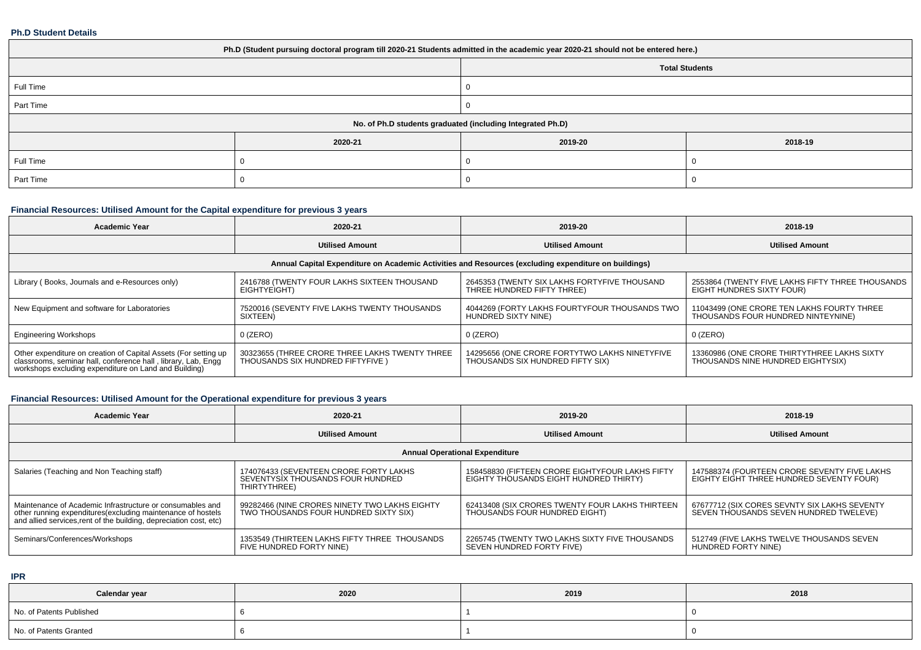**Ph.D Student Details**

| Ph.D (Student pursuing doctoral program till 2020-21 Students admitted in the academic year 2020-21 should not be entered here.) | | | |
|---|---|---|---|
| | | Total Students | |
| Full Time | | 0 | |
| Part Time | | 0 | |
| No. of Ph.D students graduated (including Integrated Ph.D) | | | |
| | 2020-21 | 2019-20 | 2018-19 |
| Full Time | 0 | 0 | 0 |
| Part Time | 0 | 0 | 0 |

**Financial Resources: Utilised Amount for the Capital expenditure for previous 3 years**

| Academic Year | 2020-21 | 2019-20 | 2018-19 |
|---|---|---|---|
| | Utilised Amount | Utilised Amount | Utilised Amount |
| Annual Capital Expenditure on Academic Activities and Resources (excluding expenditure on buildings) | | | |
| Library ( Books, Journals and e-Resources only) | 2416788 (TWENTY FOUR LAKHS SIXTEEN THOUSAND EIGHTYEIGHT) | 2645353 (TWENTY SIX LAKHS FORTYFIVE THOUSAND THREE HUNDRED FIFTY THREE) | 2553864 (TWENTY FIVE LAKHS FIFTY THREE THOUSANDS EIGHT HUNDRES SIXTY FOUR) |
| New Equipment and software for Laboratories | 7520016 (SEVENTY FIVE LAKHS TWENTY THOUSANDS SIXTEEN) | 4044269 (FORTY LAKHS FOURTYFOUR THOUSANDS TWO HUNDRED SIXTY NINE) | 11043499 (ONE CRORE TEN LAKHS FOURTY THREE THOUSANDS FOUR HUNDRED NINTEYNINE) |
| Engineering Workshops | 0 (ZERO) | 0 (ZERO) | 0 (ZERO) |
| Other expenditure on creation of Capital Assets (For setting up classrooms, seminar hall, conference hall , library, Lab, Engg workshops excluding expenditure on Land and Building) | 30323655 (THREE CRORE THREE LAKHS TWENTY THREE THOUSANDS SIX HUNDRED FIFTYFIVE ) | 14295656 (ONE CRORE FORTYTWO LAKHS NINETYFIVE THOUSANDS SIX HUNDRED FIFTY SIX) | 13360986 (ONE CRORE THIRTYTHREE LAKHS SIXTY THOUSANDS NINE HUNDRED EIGHTYSIX) |

**Financial Resources: Utilised Amount for the Operational expenditure for previous 3 years**

| Academic Year | 2020-21 | 2019-20 | 2018-19 |
|---|---|---|---|
| | Utilised Amount | Utilised Amount | Utilised Amount |
| Annual Operational Expenditure | | | |
| Salaries (Teaching and Non Teaching staff) | 174076433 (SEVENTEEN CRORE FORTY LAKHS SEVENTYSIX THOUSANDS FOUR HUNDRED THIRTYTHREE) | 158458830 (FIFTEEN CRORE EIGHTYFOUR LAKHS FIFTY EIGHT THOUSANDS EIGHT HUNDRED THIRTY) | 147588374 (FOURTEEN CRORE SEVENTY FIVE LAKHS EIGHTY EIGHT THREE HUNDRED SEVENTY FOUR) |
| Maintenance of Academic Infrastructure or consumables and other running expenditures(excluding maintenance of hostels and allied services,rent of the building, depreciation cost, etc) | 99282466 (NINE CRORES NINETY TWO LAKHS EIGHTY TWO THOUSANDS FOUR HUNDRED SIXTY SIX) | 62413408 (SIX CRORES TWENTY FOUR LAKHS THIRTEEN THOUSANDS FOUR HUNDRED EIGHT) | 67677712 (SIX CORES SEVNTY SIX LAKHS SEVENTY SEVEN THOUSANDS SEVEN HUNDRED TWELEVE) |
| Seminars/Conferences/Workshops | 1353549 (THIRTEEN LAKHS FIFTY THREE THOUSANDS FIVE HUNDRED FORTY NINE) | 2265745 (TWENTY TWO LAKHS SIXTY FIVE THOUSANDS SEVEN HUNDRED FORTY FIVE) | 512749 (FIVE LAKHS TWELVE THOUSANDS SEVEN HUNDRED FORTY NINE) |

**IPR**

| Calendar year | 2020 | 2019 | 2018 |
|---|---|---|---|
| No. of Patents Published | 6 | 1 | 0 |
| No. of Patents Granted | 6 | 1 | 0 |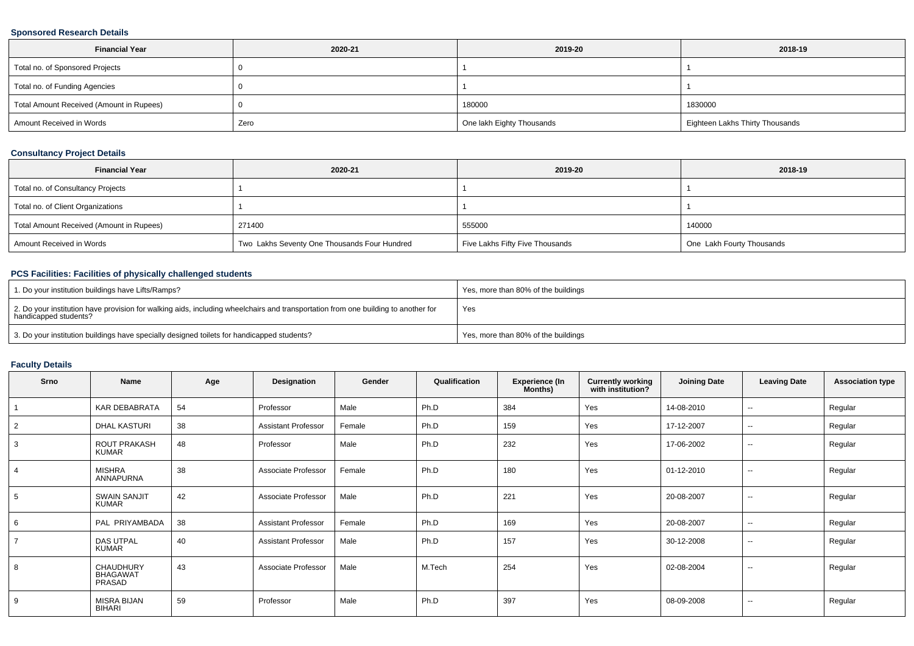### Sponsored Research Details

| Financial Year | 2020-21 | 2019-20 | 2018-19 |
|---|---|---|---|
| Total no. of Sponsored Projects | 0 | 1 | 1 |
| Total no. of Funding Agencies | 0 | 1 | 1 |
| Total Amount Received (Amount in Rupees) | 0 | 180000 | 1830000 |
| Amount Received in Words | Zero | One lakh Eighty Thousands | Eighteen Lakhs Thirty Thousands |

### Consultancy Project Details

| Financial Year | 2020-21 | 2019-20 | 2018-19 |
|---|---|---|---|
| Total no. of Consultancy Projects | 1 | 1 | 1 |
| Total no. of Client Organizations | 1 | 1 | 1 |
| Total Amount Received (Amount in Rupees) | 271400 | 555000 | 140000 |
| Amount Received in Words | Two Lakhs Seventy One Thousands Four Hundred | Five Lakhs Fifty Five Thousands | One Lakh Fourty Thousands |

### PCS Facilities: Facilities of physically challenged students

| | |
|---|---|
| 1. Do your institution buildings have Lifts/Ramps? | Yes, more than 80% of the buildings |
| 2. Do your institution have provision for walking aids, including wheelchairs and transportation from one building to another for handicapped students? | Yes |
| 3. Do your institution buildings have specially designed toilets for handicapped students? | Yes, more than 80% of the buildings |

### Faculty Details

| Srno | Name | Age | Designation | Gender | Qualification | Experience (In Months) | Currently working with institution? | Joining Date | Leaving Date | Association type |
|---|---|---|---|---|---|---|---|---|---|---|
| 1 | KAR DEBABRATA | 54 | Professor | Male | Ph.D | 384 | Yes | 14-08-2010 | -- | Regular |
| 2 | DHAL KASTURI | 38 | Assistant Professor | Female | Ph.D | 159 | Yes | 17-12-2007 | -- | Regular |
| 3 | ROUT PRAKASH KUMAR | 48 | Professor | Male | Ph.D | 232 | Yes | 17-06-2002 | -- | Regular |
| 4 | MISHRA ANNAPURNA | 38 | Associate Professor | Female | Ph.D | 180 | Yes | 01-12-2010 | -- | Regular |
| 5 | SWAIN SANJIT KUMAR | 42 | Associate Professor | Male | Ph.D | 221 | Yes | 20-08-2007 | -- | Regular |
| 6 | PAL PRIYAMBADA | 38 | Assistant Professor | Female | Ph.D | 169 | Yes | 20-08-2007 | -- | Regular |
| 7 | DAS UTPAL KUMAR | 40 | Assistant Professor | Male | Ph.D | 157 | Yes | 30-12-2008 | -- | Regular |
| 8 | CHAUDHURY BHAGAWAT PRASAD | 43 | Associate Professor | Male | M.Tech | 254 | Yes | 02-08-2004 | -- | Regular |
| 9 | MISRA BIJAN BIHARI | 59 | Professor | Male | Ph.D | 397 | Yes | 08-09-2008 | -- | Regular |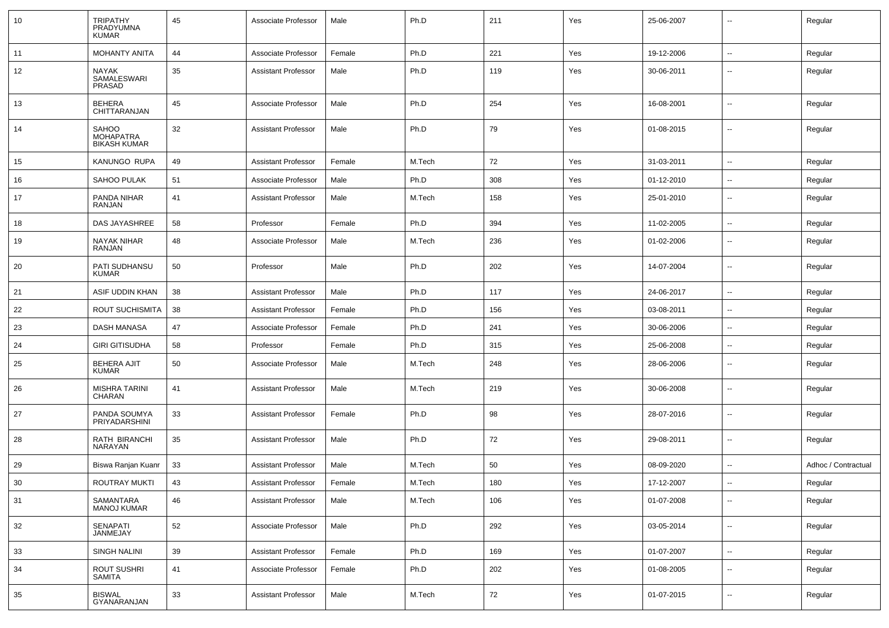| 10 | TRIPATHY PRADYUMNA KUMAR | 45 | Associate Professor | Male | Ph.D | 211 | Yes | 25-06-2007 | -- | Regular |
|---|---|---|---|---|---|---|---|---|---|---|
| 11 | MOHANTY ANITA | 44 | Associate Professor | Female | Ph.D | 221 | Yes | 19-12-2006 | -- | Regular |
| 12 | NAYAK SAMALESWARI PRASAD | 35 | Assistant Professor | Male | Ph.D | 119 | Yes | 30-06-2011 | -- | Regular |
| 13 | BEHERA CHITTARANJAN | 45 | Associate Professor | Male | Ph.D | 254 | Yes | 16-08-2001 | -- | Regular |
| 14 | SAHOO MOHAPATRA BIKASH KUMAR | 32 | Assistant Professor | Male | Ph.D | 79 | Yes | 01-08-2015 | -- | Regular |
| 15 | KANUNGO RUPA | 49 | Assistant Professor | Female | M.Tech | 72 | Yes | 31-03-2011 | -- | Regular |
| 16 | SAHOO PULAK | 51 | Associate Professor | Male | Ph.D | 308 | Yes | 01-12-2010 | -- | Regular |
| 17 | PANDA NIHAR RANJAN | 41 | Assistant Professor | Male | M.Tech | 158 | Yes | 25-01-2010 | -- | Regular |
| 18 | DAS JAYASHREE | 58 | Professor | Female | Ph.D | 394 | Yes | 11-02-2005 | -- | Regular |
| 19 | NAYAK NIHAR RANJAN | 48 | Associate Professor | Male | M.Tech | 236 | Yes | 01-02-2006 | -- | Regular |
| 20 | PATI SUDHANSU KUMAR | 50 | Professor | Male | Ph.D | 202 | Yes | 14-07-2004 | -- | Regular |
| 21 | ASIF UDDIN KHAN | 38 | Assistant Professor | Male | Ph.D | 117 | Yes | 24-06-2017 | -- | Regular |
| 22 | ROUT SUCHISMITA | 38 | Assistant Professor | Female | Ph.D | 156 | Yes | 03-08-2011 | -- | Regular |
| 23 | DASH MANASA | 47 | Associate Professor | Female | Ph.D | 241 | Yes | 30-06-2006 | -- | Regular |
| 24 | GIRI GITISUDHA | 58 | Professor | Female | Ph.D | 315 | Yes | 25-06-2008 | -- | Regular |
| 25 | BEHERA AJIT KUMAR | 50 | Associate Professor | Male | M.Tech | 248 | Yes | 28-06-2006 | -- | Regular |
| 26 | MISHRA TARINI CHARAN | 41 | Assistant Professor | Male | M.Tech | 219 | Yes | 30-06-2008 | -- | Regular |
| 27 | PANDA SOUMYA PRIYADARSHINI | 33 | Assistant Professor | Female | Ph.D | 98 | Yes | 28-07-2016 | -- | Regular |
| 28 | RATH BIRANCHI NARAYAN | 35 | Assistant Professor | Male | Ph.D | 72 | Yes | 29-08-2011 | -- | Regular |
| 29 | Biswa Ranjan Kuanr | 33 | Assistant Professor | Male | M.Tech | 50 | Yes | 08-09-2020 | -- | Adhoc / Contractual |
| 30 | ROUTRAY MUKTI | 43 | Assistant Professor | Female | M.Tech | 180 | Yes | 17-12-2007 | -- | Regular |
| 31 | SAMANTARA MANOJ KUMAR | 46 | Assistant Professor | Male | M.Tech | 106 | Yes | 01-07-2008 | -- | Regular |
| 32 | SENAPATI JANMEJAY | 52 | Associate Professor | Male | Ph.D | 292 | Yes | 03-05-2014 | -- | Regular |
| 33 | SINGH NALINI | 39 | Assistant Professor | Female | Ph.D | 169 | Yes | 01-07-2007 | -- | Regular |
| 34 | ROUT SUSHRI SAMITA | 41 | Associate Professor | Female | Ph.D | 202 | Yes | 01-08-2005 | -- | Regular |
| 35 | BISWAL GYANARANJAN | 33 | Assistant Professor | Male | M.Tech | 72 | Yes | 01-07-2015 | -- | Regular |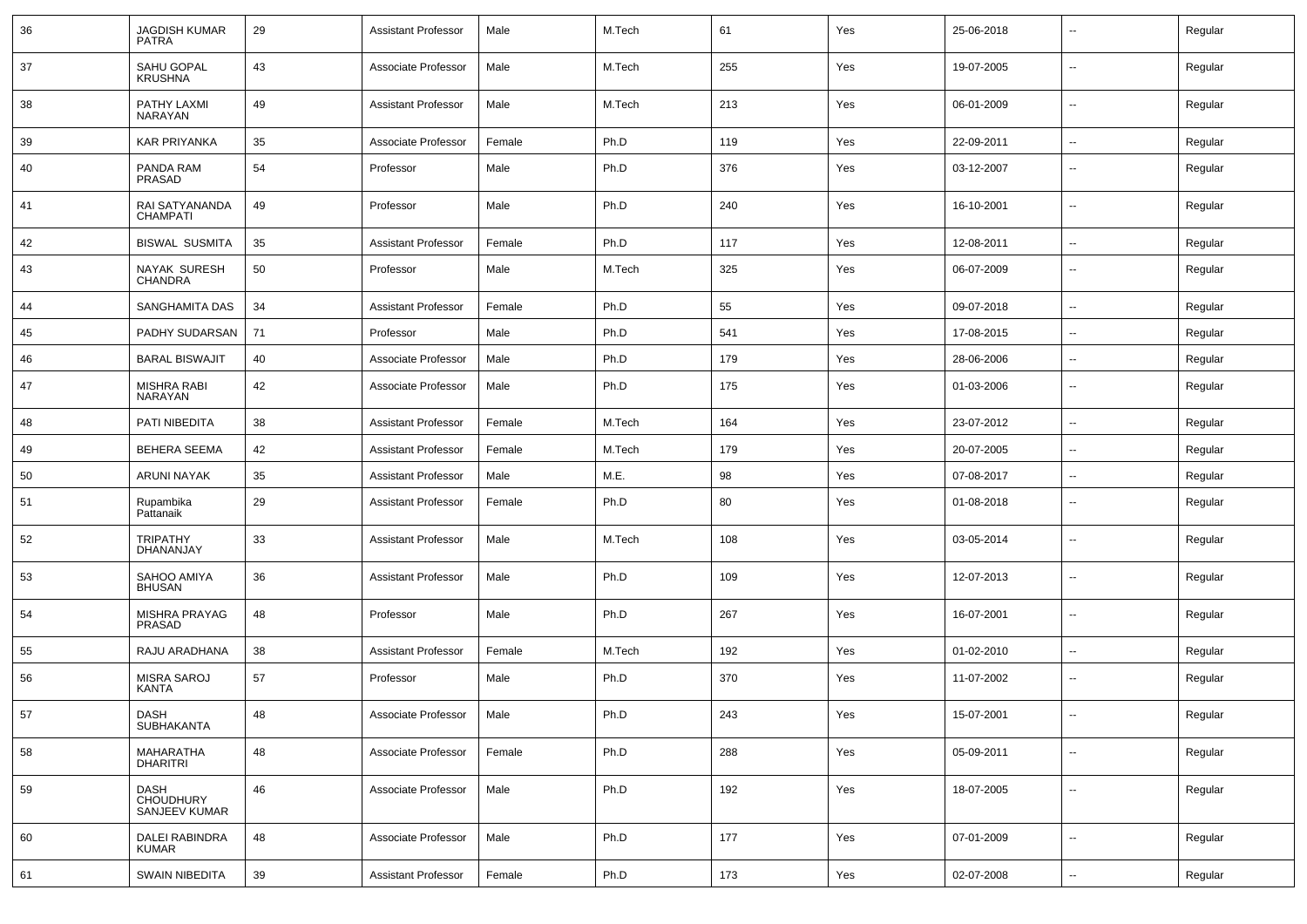| 36 | JAGDISH KUMAR PATRA | 29 | Assistant Professor | Male | M.Tech | 61 | Yes | 25-06-2018 | -- | Regular |
|---|---|---|---|---|---|---|---|---|---|---|
| 37 | SAHU GOPAL KRUSHNA | 43 | Associate Professor | Male | M.Tech | 255 | Yes | 19-07-2005 | -- | Regular |
| 38 | PATHY LAXMI NARAYAN | 49 | Assistant Professor | Male | M.Tech | 213 | Yes | 06-01-2009 | -- | Regular |
| 39 | KAR PRIYANKA | 35 | Associate Professor | Female | Ph.D | 119 | Yes | 22-09-2011 | -- | Regular |
| 40 | PANDA RAM PRASAD | 54 | Professor | Male | Ph.D | 376 | Yes | 03-12-2007 | -- | Regular |
| 41 | RAI SATYANANDA CHAMPATI | 49 | Professor | Male | Ph.D | 240 | Yes | 16-10-2001 | -- | Regular |
| 42 | BISWAL SUSMITA | 35 | Assistant Professor | Female | Ph.D | 117 | Yes | 12-08-2011 | -- | Regular |
| 43 | NAYAK SURESH CHANDRA | 50 | Professor | Male | M.Tech | 325 | Yes | 06-07-2009 | -- | Regular |
| 44 | SANGHAMITA DAS | 34 | Assistant Professor | Female | Ph.D | 55 | Yes | 09-07-2018 | -- | Regular |
| 45 | PADHY SUDARSAN | 71 | Professor | Male | Ph.D | 541 | Yes | 17-08-2015 | -- | Regular |
| 46 | BARAL BISWAJIT | 40 | Associate Professor | Male | Ph.D | 179 | Yes | 28-06-2006 | -- | Regular |
| 47 | MISHRA RABI NARAYAN | 42 | Associate Professor | Male | Ph.D | 175 | Yes | 01-03-2006 | -- | Regular |
| 48 | PATI NIBEDITA | 38 | Assistant Professor | Female | M.Tech | 164 | Yes | 23-07-2012 | -- | Regular |
| 49 | BEHERA SEEMA | 42 | Assistant Professor | Female | M.Tech | 179 | Yes | 20-07-2005 | -- | Regular |
| 50 | ARUNI NAYAK | 35 | Assistant Professor | Male | M.E. | 98 | Yes | 07-08-2017 | -- | Regular |
| 51 | Rupambika Pattanaik | 29 | Assistant Professor | Female | Ph.D | 80 | Yes | 01-08-2018 | -- | Regular |
| 52 | TRIPATHY DHANANJAY | 33 | Assistant Professor | Male | M.Tech | 108 | Yes | 03-05-2014 | -- | Regular |
| 53 | SAHOO AMIYA BHUSAN | 36 | Assistant Professor | Male | Ph.D | 109 | Yes | 12-07-2013 | -- | Regular |
| 54 | MISHRA PRAYAG PRASAD | 48 | Professor | Male | Ph.D | 267 | Yes | 16-07-2001 | -- | Regular |
| 55 | RAJU ARADHANA | 38 | Assistant Professor | Female | M.Tech | 192 | Yes | 01-02-2010 | -- | Regular |
| 56 | MISRA SAROJ KANTA | 57 | Professor | Male | Ph.D | 370 | Yes | 11-07-2002 | -- | Regular |
| 57 | DASH SUBHAKANTA | 48 | Associate Professor | Male | Ph.D | 243 | Yes | 15-07-2001 | -- | Regular |
| 58 | MAHARATHA DHARITRI | 48 | Associate Professor | Female | Ph.D | 288 | Yes | 05-09-2011 | -- | Regular |
| 59 | DASH CHOUDHURY SANJEEV KUMAR | 46 | Associate Professor | Male | Ph.D | 192 | Yes | 18-07-2005 | -- | Regular |
| 60 | DALEI RABINDRA KUMAR | 48 | Associate Professor | Male | Ph.D | 177 | Yes | 07-01-2009 | -- | Regular |
| 61 | SWAIN NIBEDITA | 39 | Assistant Professor | Female | Ph.D | 173 | Yes | 02-07-2008 | -- | Regular |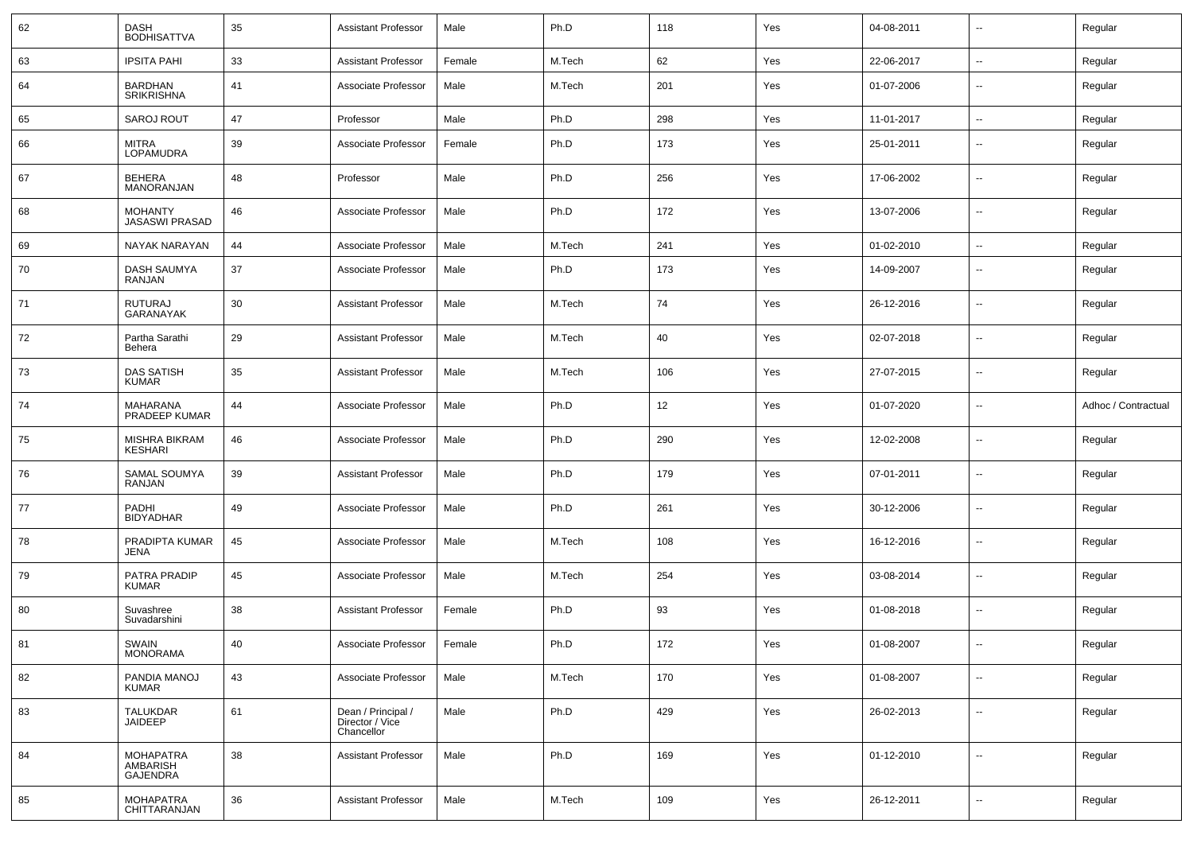| 62 | DASH BODHISATTVA | 35 | Assistant Professor | Male | Ph.D | 118 | Yes | 04-08-2011 | -- | Regular |
|---|---|---|---|---|---|---|---|---|---|---|
| 63 | IPSITA PAHI | 33 | Assistant Professor | Female | M.Tech | 62 | Yes | 22-06-2017 | -- | Regular |
| 64 | BARDHAN SRIKRISHNA | 41 | Associate Professor | Male | M.Tech | 201 | Yes | 01-07-2006 | -- | Regular |
| 65 | SAROJ ROUT | 47 | Professor | Male | Ph.D | 298 | Yes | 11-01-2017 | -- | Regular |
| 66 | MITRA LOPAMUDRA | 39 | Associate Professor | Female | Ph.D | 173 | Yes | 25-01-2011 | -- | Regular |
| 67 | BEHERA MANORANJAN | 48 | Professor | Male | Ph.D | 256 | Yes | 17-06-2002 | -- | Regular |
| 68 | MOHANTY JASASWI PRASAD | 46 | Associate Professor | Male | Ph.D | 172 | Yes | 13-07-2006 | -- | Regular |
| 69 | NAYAK NARAYAN | 44 | Associate Professor | Male | M.Tech | 241 | Yes | 01-02-2010 | -- | Regular |
| 70 | DASH SAUMYA RANJAN | 37 | Associate Professor | Male | Ph.D | 173 | Yes | 14-09-2007 | -- | Regular |
| 71 | RUTURAJ GARANAYAK | 30 | Assistant Professor | Male | M.Tech | 74 | Yes | 26-12-2016 | -- | Regular |
| 72 | Partha Sarathi Behera | 29 | Assistant Professor | Male | M.Tech | 40 | Yes | 02-07-2018 | -- | Regular |
| 73 | DAS SATISH KUMAR | 35 | Assistant Professor | Male | M.Tech | 106 | Yes | 27-07-2015 | -- | Regular |
| 74 | MAHARANA PRADEEP KUMAR | 44 | Associate Professor | Male | Ph.D | 12 | Yes | 01-07-2020 | -- | Adhoc / Contractual |
| 75 | MISHRA BIKRAM KESHARI | 46 | Associate Professor | Male | Ph.D | 290 | Yes | 12-02-2008 | -- | Regular |
| 76 | SAMAL SOUMYA RANJAN | 39 | Assistant Professor | Male | Ph.D | 179 | Yes | 07-01-2011 | -- | Regular |
| 77 | PADHI BIDYADHAR | 49 | Associate Professor | Male | Ph.D | 261 | Yes | 30-12-2006 | -- | Regular |
| 78 | PRADIPTA KUMAR JENA | 45 | Associate Professor | Male | M.Tech | 108 | Yes | 16-12-2016 | -- | Regular |
| 79 | PATRA PRADIP KUMAR | 45 | Associate Professor | Male | M.Tech | 254 | Yes | 03-08-2014 | -- | Regular |
| 80 | Suvashree Suvadarshini | 38 | Assistant Professor | Female | Ph.D | 93 | Yes | 01-08-2018 | -- | Regular |
| 81 | SWAIN MONORAMA | 40 | Associate Professor | Female | Ph.D | 172 | Yes | 01-08-2007 | -- | Regular |
| 82 | PANDIA MANOJ KUMAR | 43 | Associate Professor | Male | M.Tech | 170 | Yes | 01-08-2007 | -- | Regular |
| 83 | TALUKDAR JAIDEEP | 61 | Dean / Principal / Director / Vice Chancellor | Male | Ph.D | 429 | Yes | 26-02-2013 | -- | Regular |
| 84 | MOHAPATRA AMBARISH GAJENDRA | 38 | Assistant Professor | Male | Ph.D | 169 | Yes | 01-12-2010 | -- | Regular |
| 85 | MOHAPATRA CHITTARANJAN | 36 | Assistant Professor | Male | M.Tech | 109 | Yes | 26-12-2011 | -- | Regular |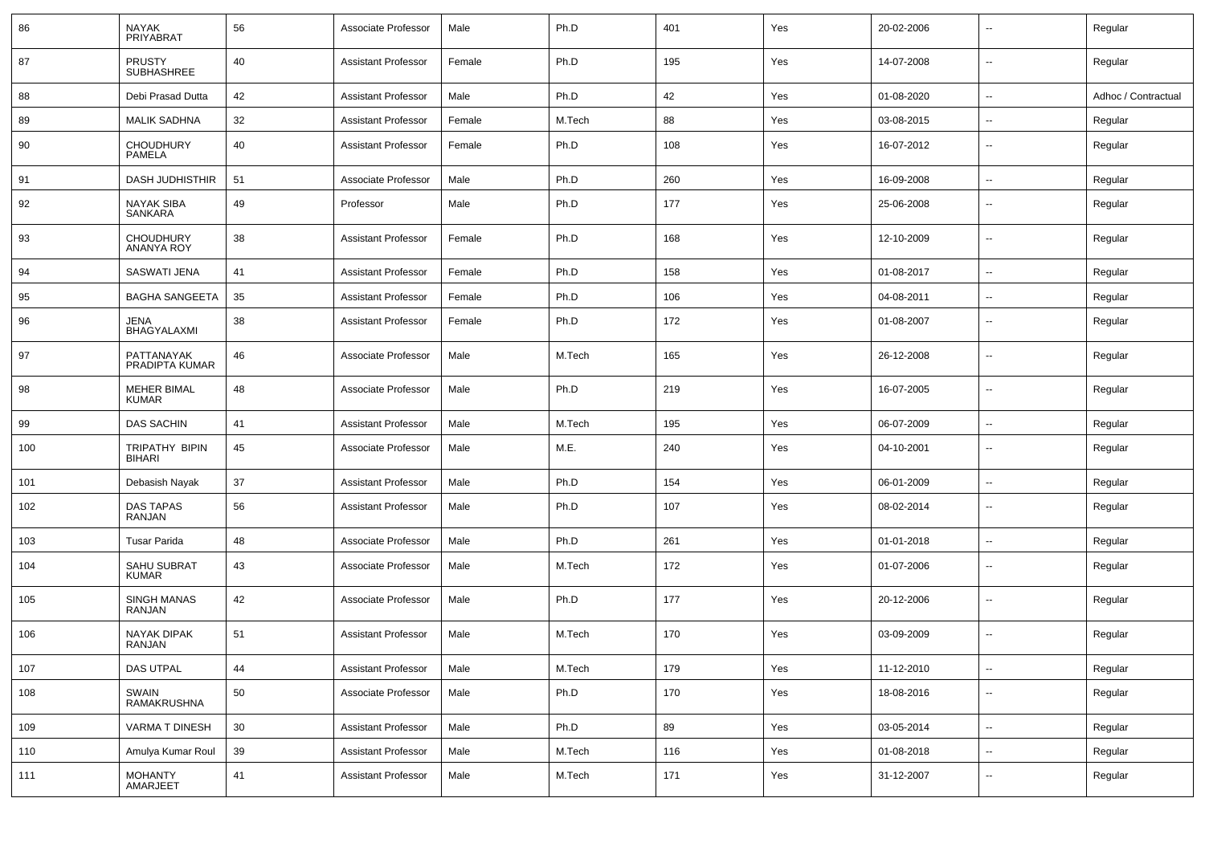| 86 | NAYAK PRIYABRAT | 56 | Associate Professor | Male | Ph.D | 401 | Yes | 20-02-2006 | -- | Regular |
|---|---|---|---|---|---|---|---|---|---|---|
| 87 | PRUSTY SUBHASHREE | 40 | Assistant Professor | Female | Ph.D | 195 | Yes | 14-07-2008 | -- | Regular |
| 88 | Debi Prasad Dutta | 42 | Assistant Professor | Male | Ph.D | 42 | Yes | 01-08-2020 | -- | Adhoc / Contractual |
| 89 | MALIK SADHNA | 32 | Assistant Professor | Female | M.Tech | 88 | Yes | 03-08-2015 | -- | Regular |
| 90 | CHOUDHURY PAMELA | 40 | Assistant Professor | Female | Ph.D | 108 | Yes | 16-07-2012 | -- | Regular |
| 91 | DASH JUDHISTHIR | 51 | Associate Professor | Male | Ph.D | 260 | Yes | 16-09-2008 | -- | Regular |
| 92 | NAYAK SIBA SANKARA | 49 | Professor | Male | Ph.D | 177 | Yes | 25-06-2008 | -- | Regular |
| 93 | CHOUDHURY ANANYA ROY | 38 | Assistant Professor | Female | Ph.D | 168 | Yes | 12-10-2009 | -- | Regular |
| 94 | SASWATI JENA | 41 | Assistant Professor | Female | Ph.D | 158 | Yes | 01-08-2017 | -- | Regular |
| 95 | BAGHA SANGEETA | 35 | Assistant Professor | Female | Ph.D | 106 | Yes | 04-08-2011 | -- | Regular |
| 96 | JENA BHAGYALAXMI | 38 | Assistant Professor | Female | Ph.D | 172 | Yes | 01-08-2007 | -- | Regular |
| 97 | PATTANAYAK PRADIPTA KUMAR | 46 | Associate Professor | Male | M.Tech | 165 | Yes | 26-12-2008 | -- | Regular |
| 98 | MEHER BIMAL KUMAR | 48 | Associate Professor | Male | Ph.D | 219 | Yes | 16-07-2005 | -- | Regular |
| 99 | DAS SACHIN | 41 | Assistant Professor | Male | M.Tech | 195 | Yes | 06-07-2009 | -- | Regular |
| 100 | TRIPATHY BIPIN BIHARI | 45 | Associate Professor | Male | M.E. | 240 | Yes | 04-10-2001 | -- | Regular |
| 101 | Debasish Nayak | 37 | Assistant Professor | Male | Ph.D | 154 | Yes | 06-01-2009 | -- | Regular |
| 102 | DAS TAPAS RANJAN | 56 | Assistant Professor | Male | Ph.D | 107 | Yes | 08-02-2014 | -- | Regular |
| 103 | Tusar Parida | 48 | Associate Professor | Male | Ph.D | 261 | Yes | 01-01-2018 | -- | Regular |
| 104 | SAHU SUBRAT KUMAR | 43 | Associate Professor | Male | M.Tech | 172 | Yes | 01-07-2006 | -- | Regular |
| 105 | SINGH MANAS RANJAN | 42 | Associate Professor | Male | Ph.D | 177 | Yes | 20-12-2006 | -- | Regular |
| 106 | NAYAK DIPAK RANJAN | 51 | Assistant Professor | Male | M.Tech | 170 | Yes | 03-09-2009 | -- | Regular |
| 107 | DAS UTPAL | 44 | Assistant Professor | Male | M.Tech | 179 | Yes | 11-12-2010 | -- | Regular |
| 108 | SWAIN RAMAKRUSHNA | 50 | Associate Professor | Male | Ph.D | 170 | Yes | 18-08-2016 | -- | Regular |
| 109 | VARMA T DINESH | 30 | Assistant Professor | Male | Ph.D | 89 | Yes | 03-05-2014 | -- | Regular |
| 110 | Amulya Kumar Roul | 39 | Assistant Professor | Male | M.Tech | 116 | Yes | 01-08-2018 | -- | Regular |
| 111 | MOHANTY AMARJEET | 41 | Assistant Professor | Male | M.Tech | 171 | Yes | 31-12-2007 | -- | Regular |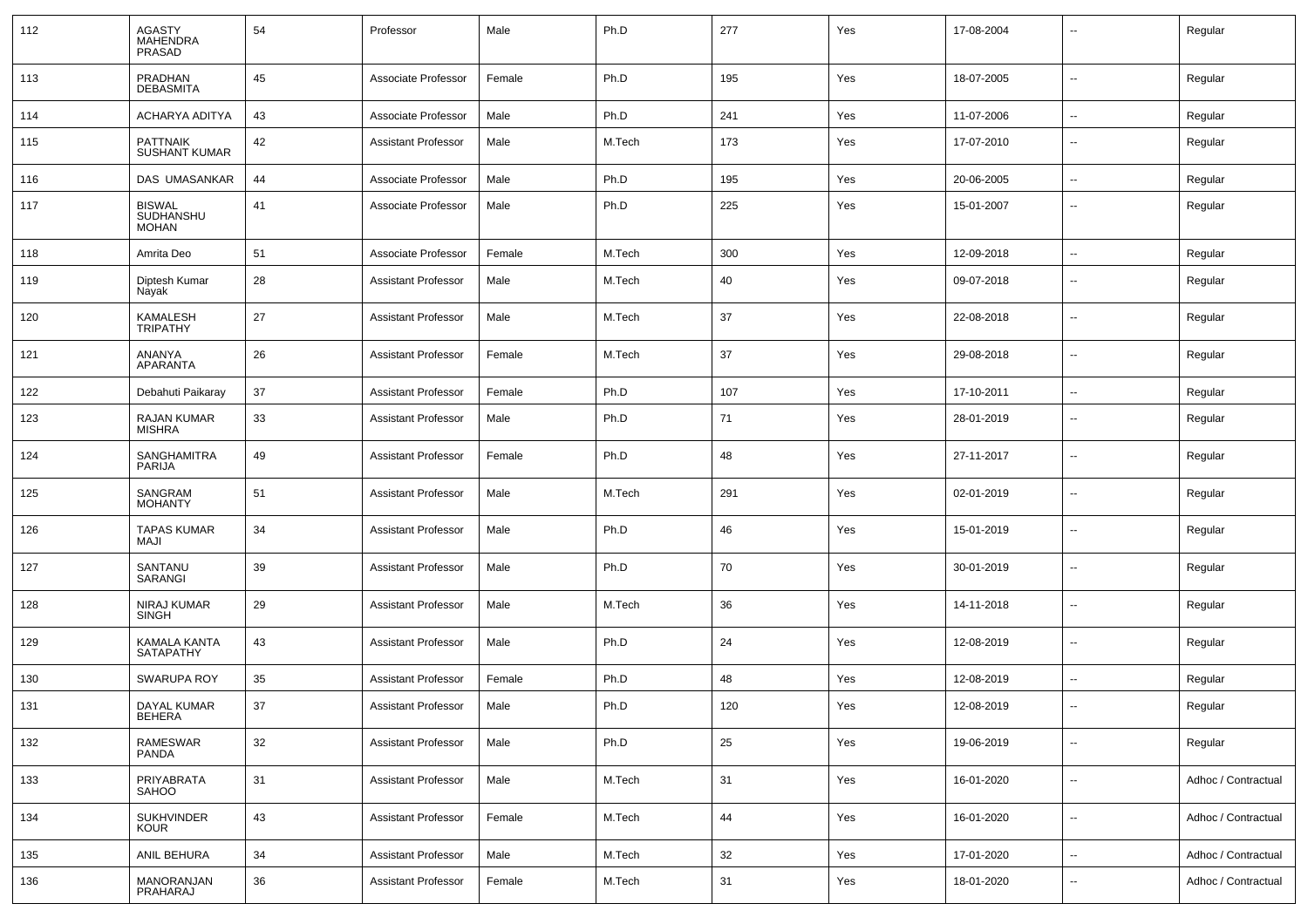| 112 | AGASTY MAHENDRA PRASAD | 54 | Professor | Male | Ph.D | 277 | Yes | 17-08-2004 | -- | Regular |
|---|---|---|---|---|---|---|---|---|---|---|
| 113 | PRADHAN DEBASMITA | 45 | Associate Professor | Female | Ph.D | 195 | Yes | 18-07-2005 | -- | Regular |
| 114 | ACHARYA ADITYA | 43 | Associate Professor | Male | Ph.D | 241 | Yes | 11-07-2006 | -- | Regular |
| 115 | PATTNAIK SUSHANT KUMAR | 42 | Assistant Professor | Male | M.Tech | 173 | Yes | 17-07-2010 | -- | Regular |
| 116 | DAS UMASANKAR | 44 | Associate Professor | Male | Ph.D | 195 | Yes | 20-06-2005 | -- | Regular |
| 117 | BISWAL SUDHANSHU MOHAN | 41 | Associate Professor | Male | Ph.D | 225 | Yes | 15-01-2007 | -- | Regular |
| 118 | Amrita Deo | 51 | Associate Professor | Female | M.Tech | 300 | Yes | 12-09-2018 | -- | Regular |
| 119 | Diptesh Kumar Nayak | 28 | Assistant Professor | Male | M.Tech | 40 | Yes | 09-07-2018 | -- | Regular |
| 120 | KAMALESH TRIPATHY | 27 | Assistant Professor | Male | M.Tech | 37 | Yes | 22-08-2018 | -- | Regular |
| 121 | ANANYA APARANTA | 26 | Assistant Professor | Female | M.Tech | 37 | Yes | 29-08-2018 | -- | Regular |
| 122 | Debahuti Paikaray | 37 | Assistant Professor | Female | Ph.D | 107 | Yes | 17-10-2011 | -- | Regular |
| 123 | RAJAN KUMAR MISHRA | 33 | Assistant Professor | Male | Ph.D | 71 | Yes | 28-01-2019 | -- | Regular |
| 124 | SANGHAMITRA PARIJA | 49 | Assistant Professor | Female | Ph.D | 48 | Yes | 27-11-2017 | -- | Regular |
| 125 | SANGRAM MOHANTY | 51 | Assistant Professor | Male | M.Tech | 291 | Yes | 02-01-2019 | -- | Regular |
| 126 | TAPAS KUMAR MAJI | 34 | Assistant Professor | Male | Ph.D | 46 | Yes | 15-01-2019 | -- | Regular |
| 127 | SANTANU SARANGI | 39 | Assistant Professor | Male | Ph.D | 70 | Yes | 30-01-2019 | -- | Regular |
| 128 | NIRAJ KUMAR SINGH | 29 | Assistant Professor | Male | M.Tech | 36 | Yes | 14-11-2018 | -- | Regular |
| 129 | KAMALA KANTA SATAPATHY | 43 | Assistant Professor | Male | Ph.D | 24 | Yes | 12-08-2019 | -- | Regular |
| 130 | SWARUPA ROY | 35 | Assistant Professor | Female | Ph.D | 48 | Yes | 12-08-2019 | -- | Regular |
| 131 | DAYAL KUMAR BEHERA | 37 | Assistant Professor | Male | Ph.D | 120 | Yes | 12-08-2019 | -- | Regular |
| 132 | RAMESWAR PANDA | 32 | Assistant Professor | Male | Ph.D | 25 | Yes | 19-06-2019 | -- | Regular |
| 133 | PRIYABRATA SAHOO | 31 | Assistant Professor | Male | M.Tech | 31 | Yes | 16-01-2020 | -- | Adhoc / Contractual |
| 134 | SUKHVINDER KOUR | 43 | Assistant Professor | Female | M.Tech | 44 | Yes | 16-01-2020 | -- | Adhoc / Contractual |
| 135 | ANIL BEHURA | 34 | Assistant Professor | Male | M.Tech | 32 | Yes | 17-01-2020 | -- | Adhoc / Contractual |
| 136 | MANORANJAN PRAHARAJ | 36 | Assistant Professor | Female | M.Tech | 31 | Yes | 18-01-2020 | -- | Adhoc / Contractual |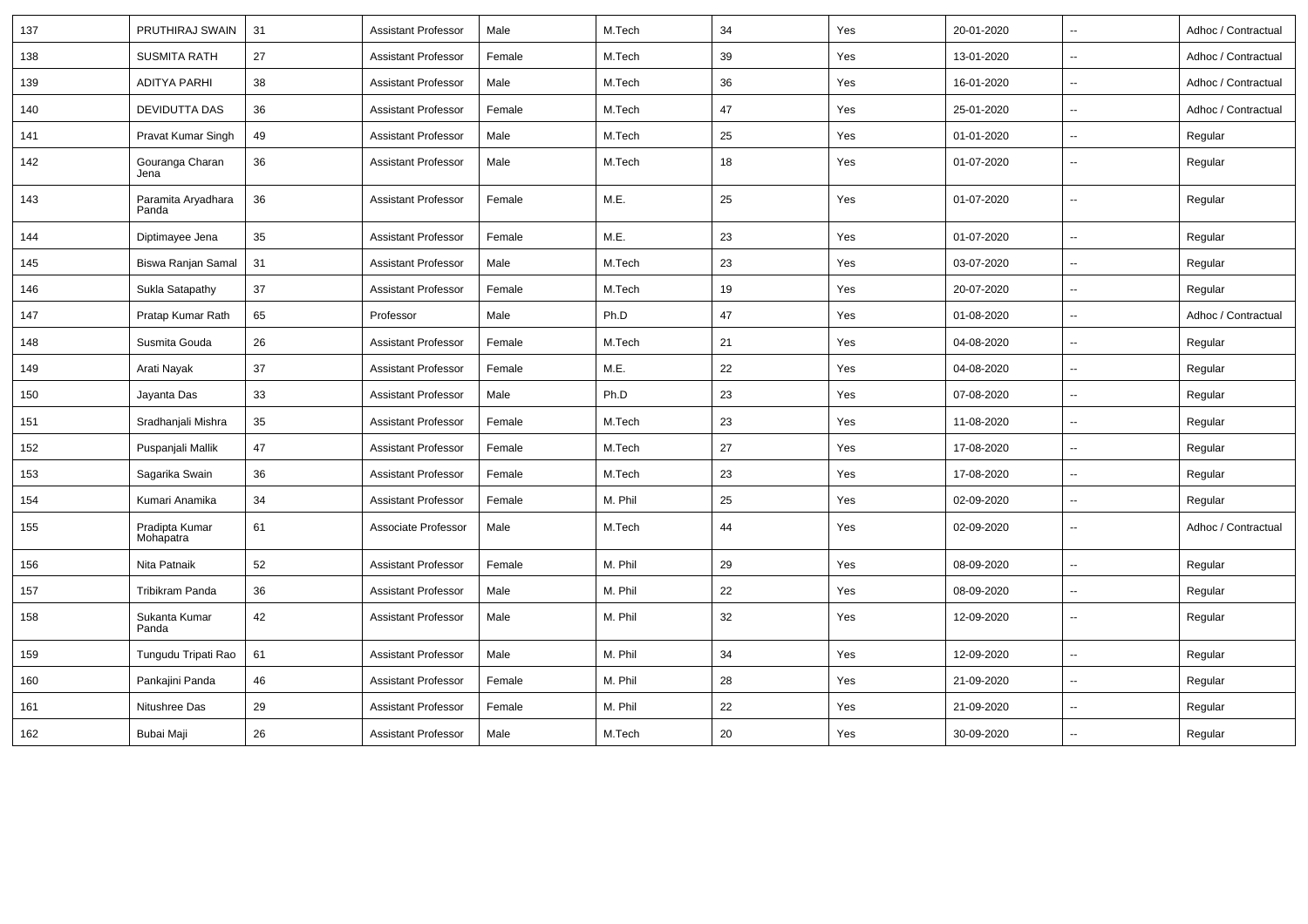| | | | | | | | | | | |
|---|---|---|---|---|---|---|---|---|---|---|
| 137 | PRUTHIRAJ SWAIN | 31 | Assistant Professor | Male | M.Tech | 34 | Yes | 20-01-2020 | -- | Adhoc / Contractual |
| 138 | SUSMITA RATH | 27 | Assistant Professor | Female | M.Tech | 39 | Yes | 13-01-2020 | -- | Adhoc / Contractual |
| 139 | ADITYA PARHI | 38 | Assistant Professor | Male | M.Tech | 36 | Yes | 16-01-2020 | -- | Adhoc / Contractual |
| 140 | DEVIDUTTA DAS | 36 | Assistant Professor | Female | M.Tech | 47 | Yes | 25-01-2020 | -- | Adhoc / Contractual |
| 141 | Pravat Kumar Singh | 49 | Assistant Professor | Male | M.Tech | 25 | Yes | 01-01-2020 | -- | Regular |
| 142 | Gouranga Charan Jena | 36 | Assistant Professor | Male | M.Tech | 18 | Yes | 01-07-2020 | -- | Regular |
| 143 | Paramita Aryadhara Panda | 36 | Assistant Professor | Female | M.E. | 25 | Yes | 01-07-2020 | -- | Regular |
| 144 | Diptimayee Jena | 35 | Assistant Professor | Female | M.E. | 23 | Yes | 01-07-2020 | -- | Regular |
| 145 | Biswa Ranjan Samal | 31 | Assistant Professor | Male | M.Tech | 23 | Yes | 03-07-2020 | -- | Regular |
| 146 | Sukla Satapathy | 37 | Assistant Professor | Female | M.Tech | 19 | Yes | 20-07-2020 | -- | Regular |
| 147 | Pratap Kumar Rath | 65 | Professor | Male | Ph.D | 47 | Yes | 01-08-2020 | -- | Adhoc / Contractual |
| 148 | Susmita Gouda | 26 | Assistant Professor | Female | M.Tech | 21 | Yes | 04-08-2020 | -- | Regular |
| 149 | Arati Nayak | 37 | Assistant Professor | Female | M.E. | 22 | Yes | 04-08-2020 | -- | Regular |
| 150 | Jayanta Das | 33 | Assistant Professor | Male | Ph.D | 23 | Yes | 07-08-2020 | -- | Regular |
| 151 | Sradhanjali Mishra | 35 | Assistant Professor | Female | M.Tech | 23 | Yes | 11-08-2020 | -- | Regular |
| 152 | Puspanjali Mallik | 47 | Assistant Professor | Female | M.Tech | 27 | Yes | 17-08-2020 | -- | Regular |
| 153 | Sagarika Swain | 36 | Assistant Professor | Female | M.Tech | 23 | Yes | 17-08-2020 | -- | Regular |
| 154 | Kumari Anamika | 34 | Assistant Professor | Female | M. Phil | 25 | Yes | 02-09-2020 | -- | Regular |
| 155 | Pradipta Kumar Mohapatra | 61 | Associate Professor | Male | M.Tech | 44 | Yes | 02-09-2020 | -- | Adhoc / Contractual |
| 156 | Nita Patnaik | 52 | Assistant Professor | Female | M. Phil | 29 | Yes | 08-09-2020 | -- | Regular |
| 157 | Tribikram Panda | 36 | Assistant Professor | Male | M. Phil | 22 | Yes | 08-09-2020 | -- | Regular |
| 158 | Sukanta Kumar Panda | 42 | Assistant Professor | Male | M. Phil | 32 | Yes | 12-09-2020 | -- | Regular |
| 159 | Tungudu Tripati Rao | 61 | Assistant Professor | Male | M. Phil | 34 | Yes | 12-09-2020 | -- | Regular |
| 160 | Pankajini Panda | 46 | Assistant Professor | Female | M. Phil | 28 | Yes | 21-09-2020 | -- | Regular |
| 161 | Nitushree Das | 29 | Assistant Professor | Female | M. Phil | 22 | Yes | 21-09-2020 | -- | Regular |
| 162 | Bubai Maji | 26 | Assistant Professor | Male | M.Tech | 20 | Yes | 30-09-2020 | -- | Regular |